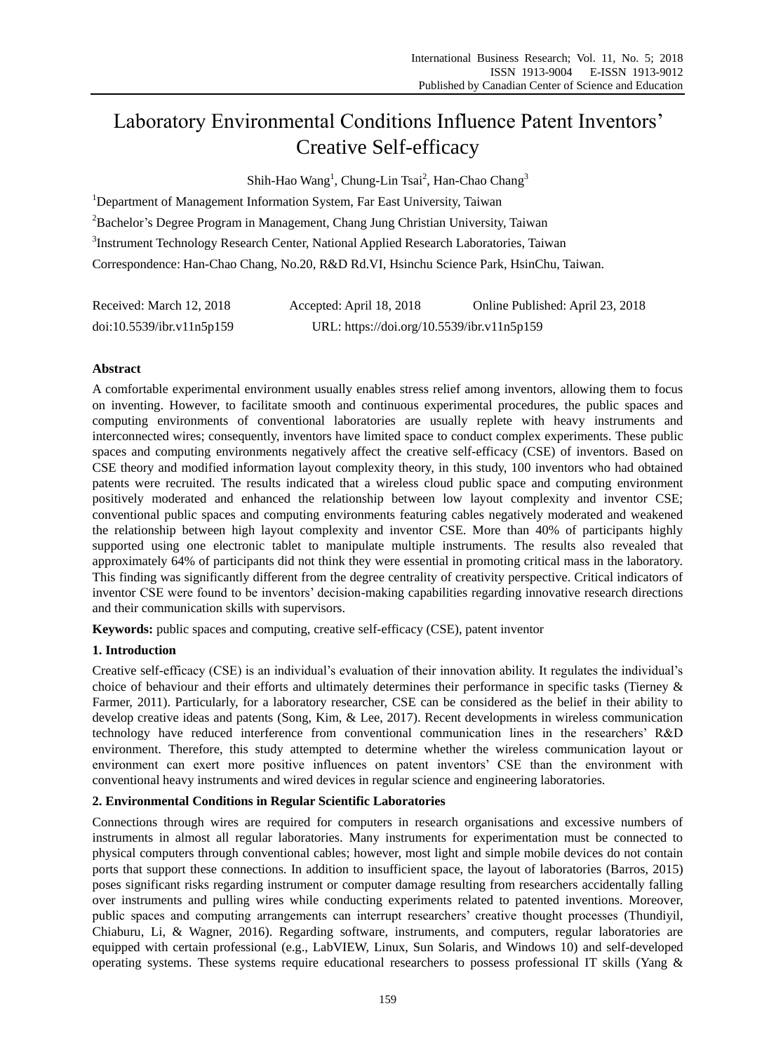# Laboratory Environmental Conditions Influence Patent Inventors' Creative Self-efficacy

Shih-Hao Wang[1], Chung-Lin Tsai[2], Han-Chao Chang[3]

[1]Department of Management Information System, Far East University, Taiwan

[2]Bachelor's Degree Program in Management, Chang Jung Christian University, Taiwan

[3]Instrument Technology Research Center, National Applied Research Laboratories, Taiwan

Correspondence: Han-Chao Chang, No.20, R&D Rd.VI, Hsinchu Science Park, HsinChu, Taiwan.

Received: March 12, 2018 Accepted: April 18, 2018 Online Published: April 23, 2018

doi:10.5539/ibr.v11n5p159 URL: https://doi.org/10.5539/ibr.v11n5p159

## Abstract

A comfortable experimental environment usually enables stress relief among inventors, allowing them to focus on inventing. However, to facilitate smooth and continuous experimental procedures, the public spaces and computing environments of conventional laboratories are usually replete with heavy instruments and interconnected wires; consequently, inventors have limited space to conduct complex experiments. These public spaces and computing environments negatively affect the creative self-efficacy (CSE) of inventors. Based on CSE theory and modified information layout complexity theory, in this study, 100 inventors who had obtained patents were recruited. The results indicated that a wireless cloud public space and computing environment positively moderated and enhanced the relationship between low layout complexity and inventor CSE; conventional public spaces and computing environments featuring cables negatively moderated and weakened the relationship between high layout complexity and inventor CSE. More than 40% of participants highly supported using one electronic tablet to manipulate multiple instruments. The results also revealed that approximately 64% of participants did not think they were essential in promoting critical mass in the laboratory. This finding was significantly different from the degree centrality of creativity perspective. Critical indicators of inventor CSE were found to be inventors' decision-making capabilities regarding innovative research directions and their communication skills with supervisors.

**Keywords:** public spaces and computing, creative self-efficacy (CSE), patent inventor

## 1. Introduction

Creative self-efficacy (CSE) is an individual's evaluation of their innovation ability. It regulates the individual's choice of behaviour and their efforts and ultimately determines their performance in specific tasks (Tierney & Farmer, 2011). Particularly, for a laboratory researcher, CSE can be considered as the belief in their ability to develop creative ideas and patents (Song, Kim, & Lee, 2017). Recent developments in wireless communication technology have reduced interference from conventional communication lines in the researchers' R&D environment. Therefore, this study attempted to determine whether the wireless communication layout or environment can exert more positive influences on patent inventors' CSE than the environment with conventional heavy instruments and wired devices in regular science and engineering laboratories.

## 2. Environmental Conditions in Regular Scientific Laboratories

Connections through wires are required for computers in research organisations and excessive numbers of instruments in almost all regular laboratories. Many instruments for experimentation must be connected to physical computers through conventional cables; however, most light and simple mobile devices do not contain ports that support these connections. In addition to insufficient space, the layout of laboratories (Barros, 2015) poses significant risks regarding instrument or computer damage resulting from researchers accidentally falling over instruments and pulling wires while conducting experiments related to patented inventions. Moreover, public spaces and computing arrangements can interrupt researchers' creative thought processes (Thundiyil, Chiaburu, Li, & Wagner, 2016). Regarding software, instruments, and computers, regular laboratories are equipped with certain professional (e.g., LabVIEW, Linux, Sun Solaris, and Windows 10) and self-developed operating systems. These systems require educational researchers to possess professional IT skills (Yang &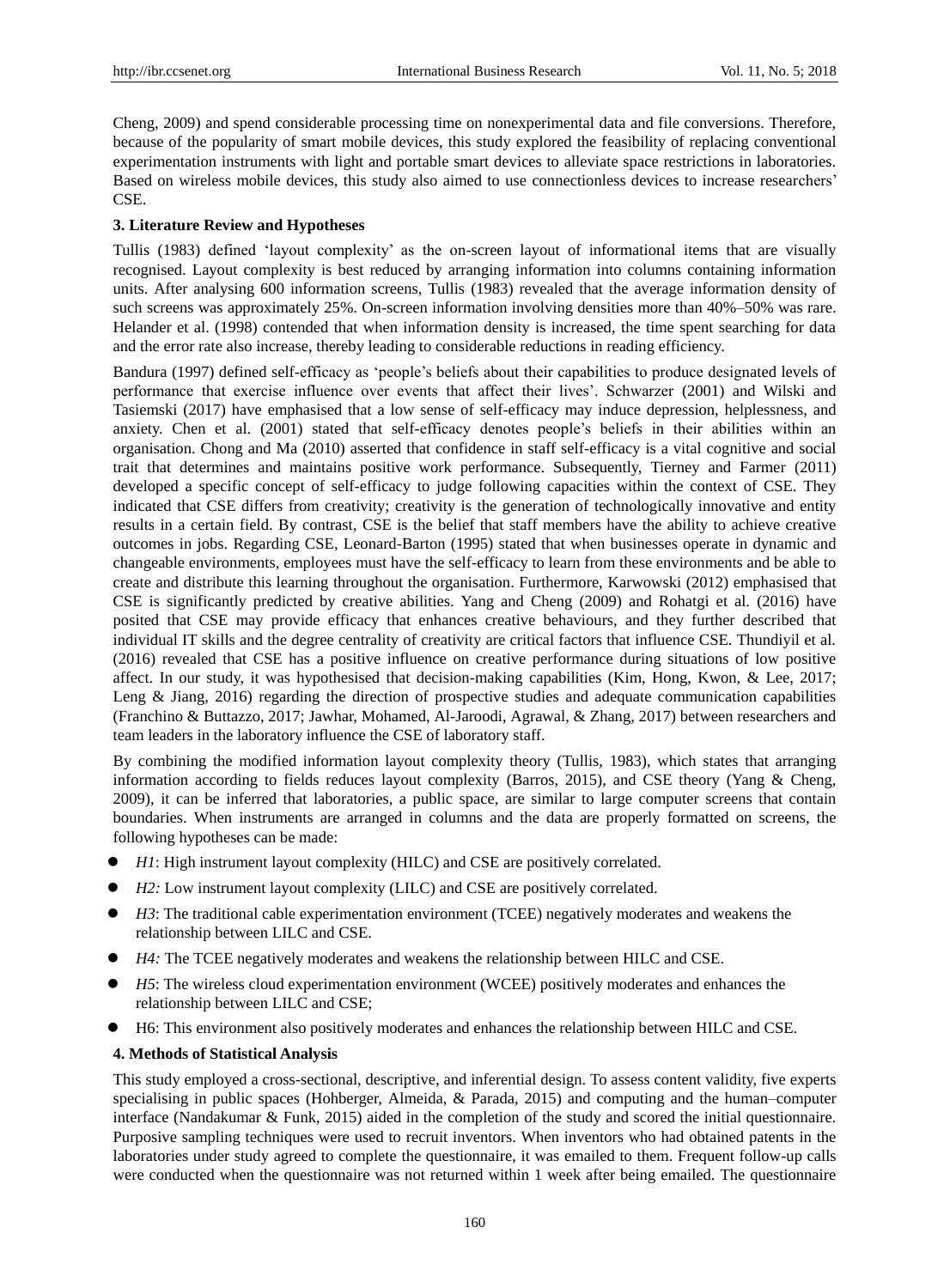Cheng, 2009) and spend considerable processing time on nonexperimental data and file conversions. Therefore, because of the popularity of smart mobile devices, this study explored the feasibility of replacing conventional experimentation instruments with light and portable smart devices to alleviate space restrictions in laboratories. Based on wireless mobile devices, this study also aimed to use connectionless devices to increase researchers' CSE.

### 3. Literature Review and Hypotheses

Tullis (1983) defined 'layout complexity' as the on-screen layout of informational items that are visually recognised. Layout complexity is best reduced by arranging information into columns containing information units. After analysing 600 information screens, Tullis (1983) revealed that the average information density of such screens was approximately 25%. On-screen information involving densities more than 40%–50% was rare. Helander et al. (1998) contended that when information density is increased, the time spent searching for data and the error rate also increase, thereby leading to considerable reductions in reading efficiency.

Bandura (1997) defined self-efficacy as 'people's beliefs about their capabilities to produce designated levels of performance that exercise influence over events that affect their lives'. Schwarzer (2001) and Wilski and Tasiemski (2017) have emphasised that a low sense of self-efficacy may induce depression, helplessness, and anxiety. Chen et al. (2001) stated that self-efficacy denotes people's beliefs in their abilities within an organisation. Chong and Ma (2010) asserted that confidence in staff self-efficacy is a vital cognitive and social trait that determines and maintains positive work performance. Subsequently, Tierney and Farmer (2011) developed a specific concept of self-efficacy to judge following capacities within the context of CSE. They indicated that CSE differs from creativity; creativity is the generation of technologically innovative and entity results in a certain field. By contrast, CSE is the belief that staff members have the ability to achieve creative outcomes in jobs. Regarding CSE, Leonard-Barton (1995) stated that when businesses operate in dynamic and changeable environments, employees must have the self-efficacy to learn from these environments and be able to create and distribute this learning throughout the organisation. Furthermore, Karwowski (2012) emphasised that CSE is significantly predicted by creative abilities. Yang and Cheng (2009) and Rohatgi et al. (2016) have posited that CSE may provide efficacy that enhances creative behaviours, and they further described that individual IT skills and the degree centrality of creativity are critical factors that influence CSE. Thundiyil et al. (2016) revealed that CSE has a positive influence on creative performance during situations of low positive affect. In our study, it was hypothesised that decision-making capabilities (Kim, Hong, Kwon, & Lee, 2017; Leng & Jiang, 2016) regarding the direction of prospective studies and adequate communication capabilities (Franchino & Buttazzo, 2017; Jawhar, Mohamed, Al-Jaroodi, Agrawal, & Zhang, 2017) between researchers and team leaders in the laboratory influence the CSE of laboratory staff.

By combining the modified information layout complexity theory (Tullis, 1983), which states that arranging information according to fields reduces layout complexity (Barros, 2015), and CSE theory (Yang & Cheng, 2009), it can be inferred that laboratories, a public space, are similar to large computer screens that contain boundaries. When instruments are arranged in columns and the data are properly formatted on screens, the following hypotheses can be made:

- *H1*: High instrument layout complexity (HILC) and CSE are positively correlated.
- *H2:* Low instrument layout complexity (LILC) and CSE are positively correlated.
- *H3*: The traditional cable experimentation environment (TCEE) negatively moderates and weakens the relationship between LILC and CSE.
- *H4:* The TCEE negatively moderates and weakens the relationship between HILC and CSE.
- *H5*: The wireless cloud experimentation environment (WCEE) positively moderates and enhances the relationship between LILC and CSE;
- H6: This environment also positively moderates and enhances the relationship between HILC and CSE.

### 4. Methods of Statistical Analysis

This study employed a cross-sectional, descriptive, and inferential design. To assess content validity, five experts specialising in public spaces (Hohberger, Almeida, & Parada, 2015) and computing and the human–computer interface (Nandakumar & Funk, 2015) aided in the completion of the study and scored the initial questionnaire. Purposive sampling techniques were used to recruit inventors. When inventors who had obtained patents in the laboratories under study agreed to complete the questionnaire, it was emailed to them. Frequent follow-up calls were conducted when the questionnaire was not returned within 1 week after being emailed. The questionnaire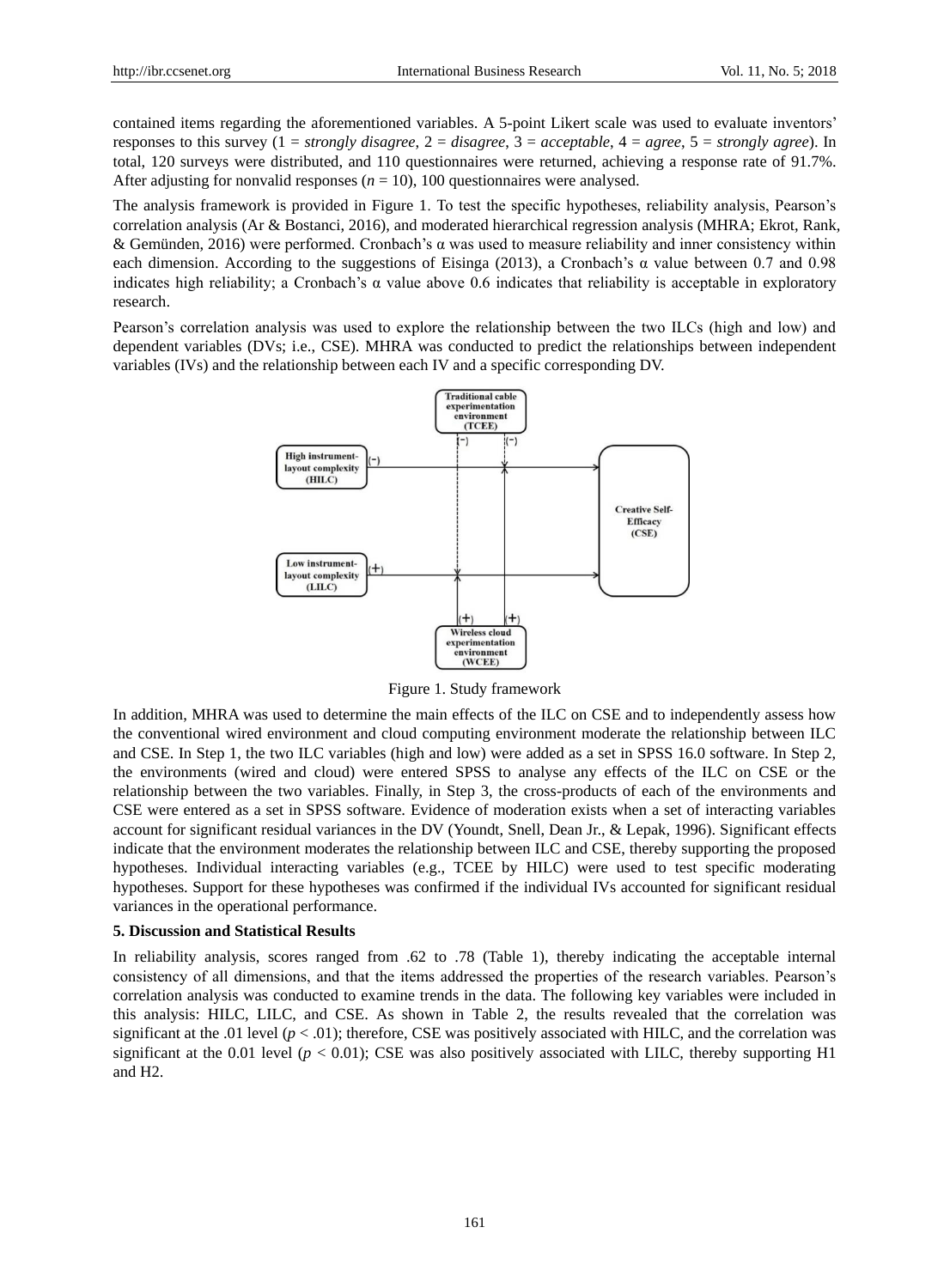contained items regarding the aforementioned variables. A 5-point Likert scale was used to evaluate inventors' responses to this survey (1 = *strongly disagree*, 2 = *disagree*, 3 = *acceptable*, 4 = *agree*, 5 = *strongly agree*). In total, 120 surveys were distributed, and 110 questionnaires were returned, achieving a response rate of 91.7%. After adjusting for nonvalid responses ($n = 10$), 100 questionnaires were analysed.

The analysis framework is provided in Figure 1. To test the specific hypotheses, reliability analysis, Pearson's correlation analysis (Ar & Bostanci, 2016), and moderated hierarchical regression analysis (MHRA; Ekrot, Rank, & Gemünden, 2016) were performed. Cronbach's α was used to measure reliability and inner consistency within each dimension. According to the suggestions of Eisinga (2013), a Cronbach's α value between 0.7 and 0.98 indicates high reliability; a Cronbach's α value above 0.6 indicates that reliability is acceptable in exploratory research.

Pearson's correlation analysis was used to explore the relationship between the two ILCs (high and low) and dependent variables (DVs; i.e., CSE). MHRA was conducted to predict the relationships between independent variables (IVs) and the relationship between each IV and a specific corresponding DV.

Figure 1. Study framework

In addition, MHRA was used to determine the main effects of the ILC on CSE and to independently assess how the conventional wired environment and cloud computing environment moderate the relationship between ILC and CSE. In Step 1, the two ILC variables (high and low) were added as a set in SPSS 16.0 software. In Step 2, the environments (wired and cloud) were entered SPSS to analyse any effects of the ILC on CSE or the relationship between the two variables. Finally, in Step 3, the cross-products of each of the environments and CSE were entered as a set in SPSS software. Evidence of moderation exists when a set of interacting variables account for significant residual variances in the DV (Youndt, Snell, Dean Jr., & Lepak, 1996). Significant effects indicate that the environment moderates the relationship between ILC and CSE, thereby supporting the proposed hypotheses. Individual interacting variables (e.g., TCEE by HILC) were used to test specific moderating hypotheses. Support for these hypotheses was confirmed if the individual IVs accounted for significant residual variances in the operational performance.

**5. Discussion and Statistical Results**

In reliability analysis, scores ranged from .62 to .78 (Table 1), thereby indicating the acceptable internal consistency of all dimensions, and that the items addressed the properties of the research variables. Pearson's correlation analysis was conducted to examine trends in the data. The following key variables were included in this analysis: HILC, LILC, and CSE. As shown in Table 2, the results revealed that the correlation was significant at the .01 level ($p < .01$); therefore, CSE was positively associated with HILC, and the correlation was significant at the 0.01 level ($p < 0.01$); CSE was also positively associated with LILC, thereby supporting H1 and H2.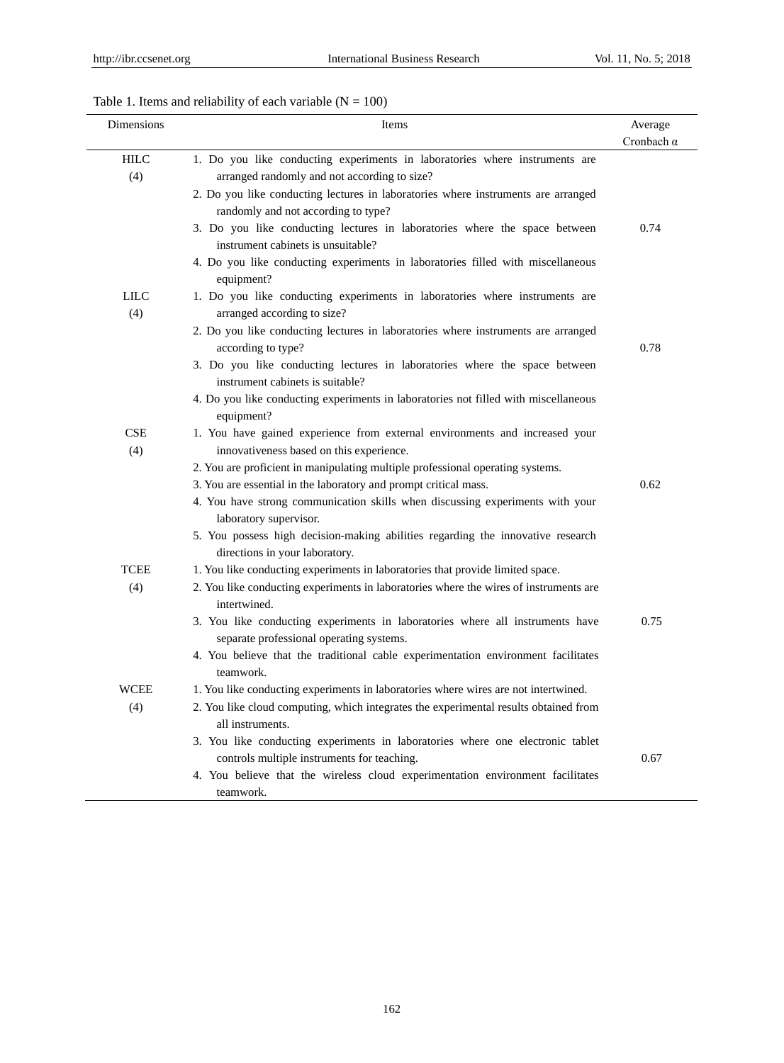Table 1. Items and reliability of each variable (N = 100)

| Dimensions | Items | Average Cronbach α |
|---|---|---|
| HILC (4) | 1. Do you like conducting experiments in laboratories where instruments are arranged randomly and not according to size?<br>2. Do you like conducting lectures in laboratories where instruments are arranged randomly and not according to type?<br>3. Do you like conducting lectures in laboratories where the space between instrument cabinets is unsuitable?<br>4. Do you like conducting experiments in laboratories filled with miscellaneous equipment? | 0.74 |
| LILC (4) | 1. Do you like conducting experiments in laboratories where instruments are arranged according to size?<br>2. Do you like conducting lectures in laboratories where instruments are arranged according to type?<br>3. Do you like conducting lectures in laboratories where the space between instrument cabinets is suitable?<br>4. Do you like conducting experiments in laboratories not filled with miscellaneous equipment? | 0.78 |
| CSE (4) | 1. You have gained experience from external environments and increased your innovativeness based on this experience.<br>2. You are proficient in manipulating multiple professional operating systems.<br>3. You are essential in the laboratory and prompt critical mass.<br>4. You have strong communication skills when discussing experiments with your laboratory supervisor.<br>5. You possess high decision-making abilities regarding the innovative research directions in your laboratory. | 0.62 |
| TCEE (4) | 1. You like conducting experiments in laboratories that provide limited space.<br>2. You like conducting experiments in laboratories where the wires of instruments are intertwined.<br>3. You like conducting experiments in laboratories where all instruments have separate professional operating systems.<br>4. You believe that the traditional cable experimentation environment facilitates teamwork. | 0.75 |
| WCEE (4) | 1. You like conducting experiments in laboratories where wires are not intertwined.<br>2. You like cloud computing, which integrates the experimental results obtained from all instruments.<br>3. You like conducting experiments in laboratories where one electronic tablet controls multiple instruments for teaching.<br>4. You believe that the wireless cloud experimentation environment facilitates teamwork. | 0.67 |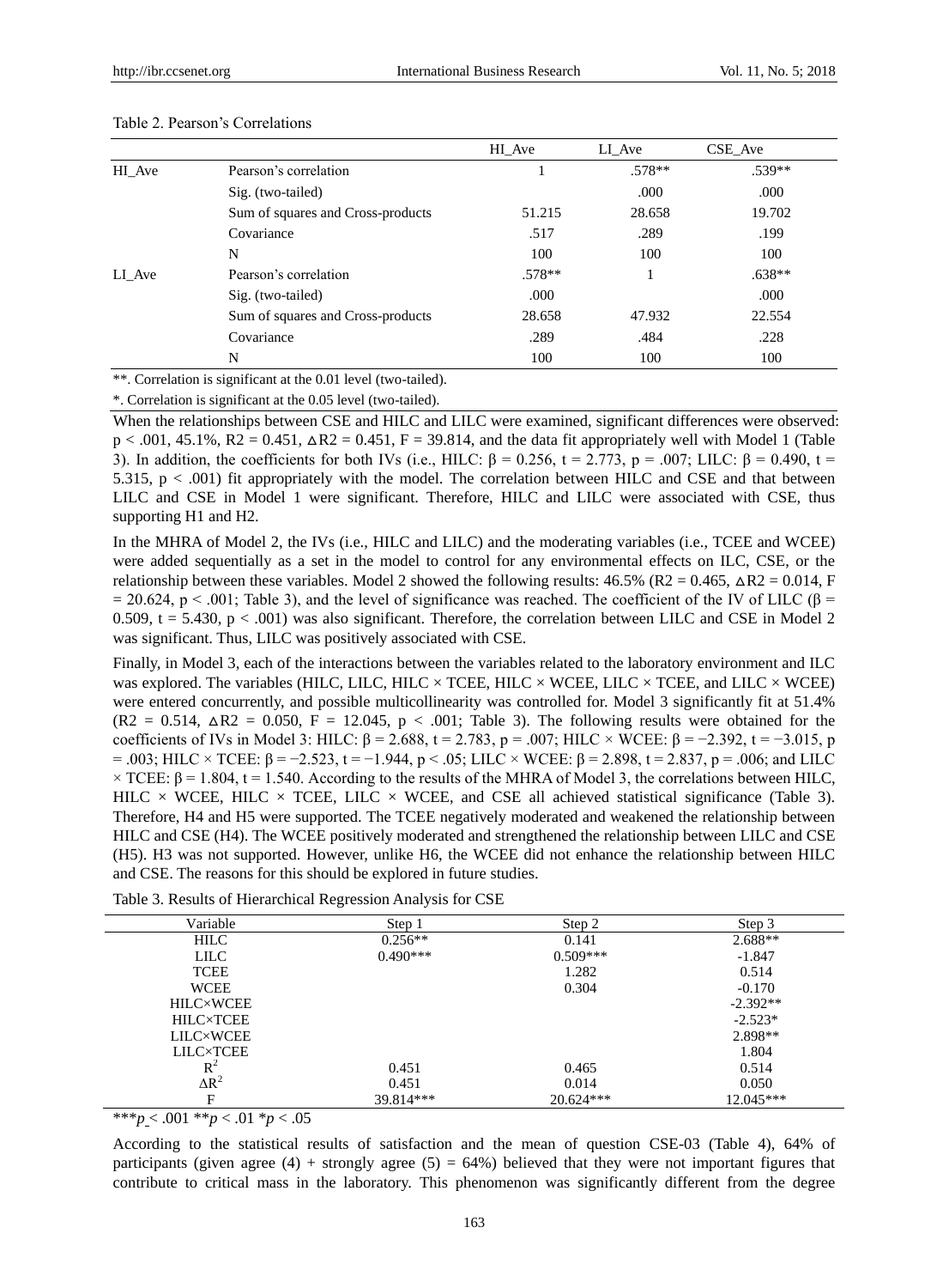Table 2. Pearson's Correlations

| | | HI_Ave | LI_Ave | CSE_Ave |
|---|---|---|---|---|
| HI_Ave | Pearson's correlation | 1 | .578** | .539** |
| | Sig. (two-tailed) | | .000 | .000 |
| | Sum of squares and Cross-products | 51.215 | 28.658 | 19.702 |
| | Covariance | .517 | .289 | .199 |
| | N | 100 | 100 | 100 |
| LI_Ave | Pearson's correlation | .578** | 1 | .638** |
| | Sig. (two-tailed) | .000 | | .000 |
| | Sum of squares and Cross-products | 28.658 | 47.932 | 22.554 |
| | Covariance | .289 | .484 | .228 |
| | N | 100 | 100 | 100 |

**. Correlation is significant at the 0.01 level (two-tailed).

*. Correlation is significant at the 0.05 level (two-tailed).

When the relationships between CSE and HILC and LILC were examined, significant differences were observed: $p < .001$, 45.1%, $R2 = 0.451$, $\Delta R2 = 0.451$, $F = 39.814$, and the data fit appropriately well with Model 1 (Table 3). In addition, the coefficients for both IVs (i.e., HILC: $\beta = 0.256$, $t = 2.773$, $p = .007$; LILC: $\beta = 0.490$, $t = 5.315$, $p < .001$) fit appropriately with the model. The correlation between HILC and CSE and that between LILC and CSE in Model 1 were significant. Therefore, HILC and LILC were associated with CSE, thus supporting H1 and H2.

In the MHRA of Model 2, the IVs (i.e., HILC and LILC) and the moderating variables (i.e., TCEE and WCEE) were added sequentially as a set in the model to control for any environmental effects on ILC, CSE, or the relationship between these variables. Model 2 showed the following results: 46.5% ($R2 = 0.465$, $\Delta R2 = 0.014$, $F = 20.624$, $p < .001$; Table 3), and the level of significance was reached. The coefficient of the IV of LILC ($\beta = 0.509$, $t = 5.430$, $p < .001$) was also significant. Therefore, the correlation between LILC and CSE in Model 2 was significant. Thus, LILC was positively associated with CSE.

Finally, in Model 3, each of the interactions between the variables related to the laboratory environment and ILC was explored. The variables (HILC, LILC, HILC × TCEE, HILC × WCEE, LILC × TCEE, and LILC × WCEE) were entered concurrently, and possible multicollinearity was controlled for. Model 3 significantly fit at 51.4% ($R2 = 0.514$, $\Delta R2 = 0.050$, $F = 12.045$, $p < .001$; Table 3). The following results were obtained for the coefficients of IVs in Model 3: HILC: $\beta = 2.688$, $t = 2.783$, $p = .007$; HILC × WCEE: $\beta = -2.392$, $t = -3.015$, $p = .003$; HILC × TCEE: $\beta = -2.523$, $t = -1.944$, $p < .05$; LILC × WCEE: $\beta = 2.898$, $t = 2.837$, $p = .006$; and LILC × TCEE: $\beta = 1.804$, $t = 1.540$. According to the results of the MHRA of Model 3, the correlations between HILC, HILC × WCEE, HILC × TCEE, LILC × WCEE, and CSE all achieved statistical significance (Table 3). Therefore, H4 and H5 were supported. The TCEE negatively moderated and weakened the relationship between HILC and CSE (H4). The WCEE positively moderated and strengthened the relationship between LILC and CSE (H5). H3 was not supported. However, unlike H6, the WCEE did not enhance the relationship between HILC and CSE. The reasons for this should be explored in future studies.

Table 3. Results of Hierarchical Regression Analysis for CSE

| Variable | Step 1 | Step 2 | Step 3 |
|---|---|---|---|
| HILC | 0.256** | 0.141 | 2.688** |
| LILC | 0.490*** | 0.509*** | -1.847 |
| TCEE | | 1.282 | 0.514 |
| WCEE | | 0.304 | -0.170 |
| HILC×WCEE | | | -2.392** |
| HILC×TCEE | | | -2.523* |
| LILC×WCEE | | | 2.898** |
| LILC×TCEE | | | 1.804 |
| $R^2$ | 0.451 | 0.465 | 0.514 |
| $\Delta R^2$ | 0.451 | 0.014 | 0.050 |
| F | 39.814*** | 20.624*** | 12.045*** |

****p* < .001 ***p* < .01 **p* < .05

According to the statistical results of satisfaction and the mean of question CSE-03 (Table 4), 64% of participants (given agree (4) + strongly agree (5) = 64%) believed that they were not important figures that contribute to critical mass in the laboratory. This phenomenon was significantly different from the degree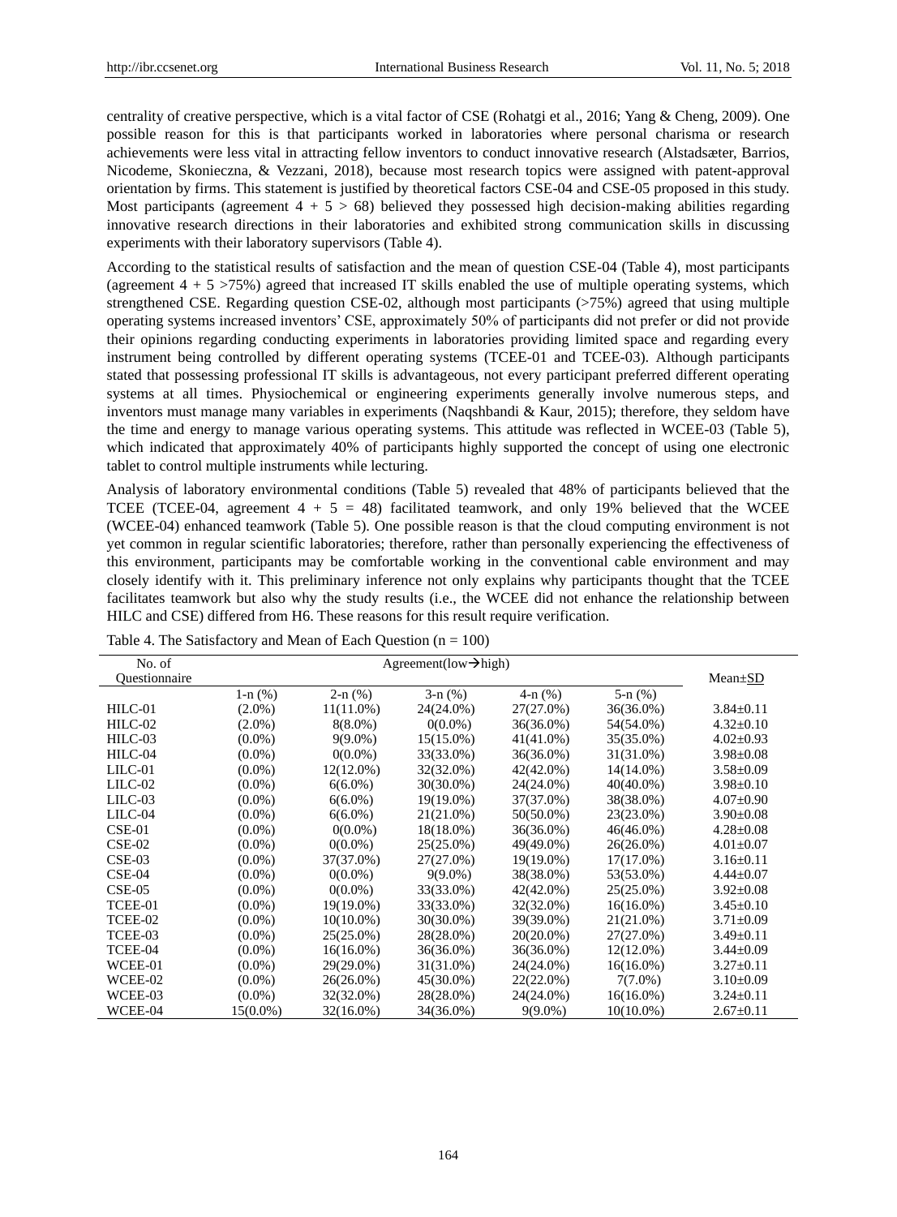centrality of creative perspective, which is a vital factor of CSE (Rohatgi et al., 2016; Yang & Cheng, 2009). One possible reason for this is that participants worked in laboratories where personal charisma or research achievements were less vital in attracting fellow inventors to conduct innovative research (Alstadsæter, Barrios, Nicodeme, Skonieczna, & Vezzani, 2018), because most research topics were assigned with patent-approval orientation by firms. This statement is justified by theoretical factors CSE-04 and CSE-05 proposed in this study. Most participants (agreement 4 + 5 > 68) believed they possessed high decision-making abilities regarding innovative research directions in their laboratories and exhibited strong communication skills in discussing experiments with their laboratory supervisors (Table 4).

According to the statistical results of satisfaction and the mean of question CSE-04 (Table 4), most participants (agreement 4 + 5 >75%) agreed that increased IT skills enabled the use of multiple operating systems, which strengthened CSE. Regarding question CSE-02, although most participants (>75%) agreed that using multiple operating systems increased inventors' CSE, approximately 50% of participants did not prefer or did not provide their opinions regarding conducting experiments in laboratories providing limited space and regarding every instrument being controlled by different operating systems (TCEE-01 and TCEE-03). Although participants stated that possessing professional IT skills is advantageous, not every participant preferred different operating systems at all times. Physiochemical or engineering experiments generally involve numerous steps, and inventors must manage many variables in experiments (Naqshbandi & Kaur, 2015); therefore, they seldom have the time and energy to manage various operating systems. This attitude was reflected in WCEE-03 (Table 5), which indicated that approximately 40% of participants highly supported the concept of using one electronic tablet to control multiple instruments while lecturing.

Analysis of laboratory environmental conditions (Table 5) revealed that 48% of participants believed that the TCEE (TCEE-04, agreement 4 + 5 = 48) facilitated teamwork, and only 19% believed that the WCEE (WCEE-04) enhanced teamwork (Table 5). One possible reason is that the cloud computing environment is not yet common in regular scientific laboratories; therefore, rather than personally experiencing the effectiveness of this environment, participants may be comfortable working in the conventional cable environment and may closely identify with it. This preliminary inference not only explains why participants thought that the TCEE facilitates teamwork but also why the study results (i.e., the WCEE did not enhance the relationship between HILC and CSE) differed from H6. These reasons for this result require verification.

Table 4. The Satisfactory and Mean of Each Question (n = 100)

| No. of Questionnaire | Agreement(low→high) | | | | | Mean±SD |
|---|---|---|---|---|---|---|
| | 1-n (%) | 2-n (%) | 3-n (%) | 4-n (%) | 5-n (%) | |
| HILC-01 | (2.0%) | 11(11.0%) | 24(24.0%) | 27(27.0%) | 36(36.0%) | 3.84±0.11 |
| HILC-02 | (2.0%) | 8(8.0%) | 0(0.0%) | 36(36.0%) | 54(54.0%) | 4.32±0.10 |
| HILC-03 | (0.0%) | 9(9.0%) | 15(15.0%) | 41(41.0%) | 35(35.0%) | 4.02±0.93 |
| HILC-04 | (0.0%) | 0(0.0%) | 33(33.0%) | 36(36.0%) | 31(31.0%) | 3.98±0.08 |
| LILC-01 | (0.0%) | 12(12.0%) | 32(32.0%) | 42(42.0%) | 14(14.0%) | 3.58±0.09 |
| LILC-02 | (0.0%) | 6(6.0%) | 30(30.0%) | 24(24.0%) | 40(40.0%) | 3.98±0.10 |
| LILC-03 | (0.0%) | 6(6.0%) | 19(19.0%) | 37(37.0%) | 38(38.0%) | 4.07±0.90 |
| LILC-04 | (0.0%) | 6(6.0%) | 21(21.0%) | 50(50.0%) | 23(23.0%) | 3.90±0.08 |
| CSE-01 | (0.0%) | 0(0.0%) | 18(18.0%) | 36(36.0%) | 46(46.0%) | 4.28±0.08 |
| CSE-02 | (0.0%) | 0(0.0%) | 25(25.0%) | 49(49.0%) | 26(26.0%) | 4.01±0.07 |
| CSE-03 | (0.0%) | 37(37.0%) | 27(27.0%) | 19(19.0%) | 17(17.0%) | 3.16±0.11 |
| CSE-04 | (0.0%) | 0(0.0%) | 9(9.0%) | 38(38.0%) | 53(53.0%) | 4.44±0.07 |
| CSE-05 | (0.0%) | 0(0.0%) | 33(33.0%) | 42(42.0%) | 25(25.0%) | 3.92±0.08 |
| TCEE-01 | (0.0%) | 19(19.0%) | 33(33.0%) | 32(32.0%) | 16(16.0%) | 3.45±0.10 |
| TCEE-02 | (0.0%) | 10(10.0%) | 30(30.0%) | 39(39.0%) | 21(21.0%) | 3.71±0.09 |
| TCEE-03 | (0.0%) | 25(25.0%) | 28(28.0%) | 20(20.0%) | 27(27.0%) | 3.49±0.11 |
| TCEE-04 | (0.0%) | 16(16.0%) | 36(36.0%) | 36(36.0%) | 12(12.0%) | 3.44±0.09 |
| WCEE-01 | (0.0%) | 29(29.0%) | 31(31.0%) | 24(24.0%) | 16(16.0%) | 3.27±0.11 |
| WCEE-02 | (0.0%) | 26(26.0%) | 45(30.0%) | 22(22.0%) | 7(7.0%) | 3.10±0.09 |
| WCEE-03 | (0.0%) | 32(32.0%) | 28(28.0%) | 24(24.0%) | 16(16.0%) | 3.24±0.11 |
| WCEE-04 | 15(0.0%) | 32(16.0%) | 34(36.0%) | 9(9.0%) | 10(10.0%) | 2.67±0.11 |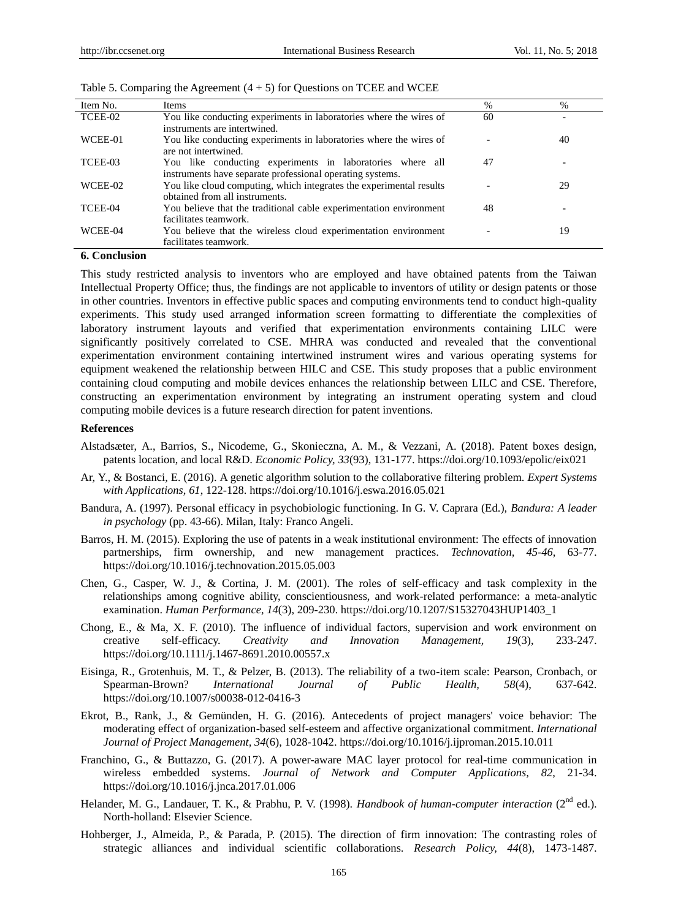Table 5. Comparing the Agreement (4 + 5) for Questions on TCEE and WCEE

| Item No. | Items | % | % |
|---|---|---|---|
| TCEE-02 | You like conducting experiments in laboratories where the wires of instruments are intertwined. | 60 | - |
| WCEE-01 | You like conducting experiments in laboratories where the wires of are not intertwined. | - | 40 |
| TCEE-03 | You like conducting experiments in laboratories where all instruments have separate professional operating systems. | 47 | - |
| WCEE-02 | You like cloud computing, which integrates the experimental results obtained from all instruments. | - | 29 |
| TCEE-04 | You believe that the traditional cable experimentation environment facilitates teamwork. | 48 | - |
| WCEE-04 | You believe that the wireless cloud experimentation environment facilitates teamwork. | - | 19 |

## 6. Conclusion

This study restricted analysis to inventors who are employed and have obtained patents from the Taiwan Intellectual Property Office; thus, the findings are not applicable to inventors of utility or design patents or those in other countries. Inventors in effective public spaces and computing environments tend to conduct high-quality experiments. This study used arranged information screen formatting to differentiate the complexities of laboratory instrument layouts and verified that experimentation environments containing LILC were significantly positively correlated to CSE. MHRA was conducted and revealed that the conventional experimentation environment containing intertwined instrument wires and various operating systems for equipment weakened the relationship between HILC and CSE. This study proposes that a public environment containing cloud computing and mobile devices enhances the relationship between LILC and CSE. Therefore, constructing an experimentation environment by integrating an instrument operating system and cloud computing mobile devices is a future research direction for patent inventions.

## References

Alstadsæter, A., Barrios, S., Nicodeme, G., Skonieczna, A. M., & Vezzani, A. (2018). Patent boxes design, patents location, and local R&D. *Economic Policy, 33*(93), 131-177. https://doi.org/10.1093/epolic/eix021

Ar, Y., & Bostanci, E. (2016). A genetic algorithm solution to the collaborative filtering problem. *Expert Systems with Applications, 61*, 122-128. https://doi.org/10.1016/j.eswa.2016.05.021

Bandura, A. (1997). Personal efficacy in psychobiologic functioning. In G. V. Caprara (Ed.), *Bandura: A leader in psychology* (pp. 43-66). Milan, Italy: Franco Angeli.

Barros, H. M. (2015). Exploring the use of patents in a weak institutional environment: The effects of innovation partnerships, firm ownership, and new management practices. *Technovation, 45-46*, 63-77. https://doi.org/10.1016/j.technovation.2015.05.003

Chen, G., Casper, W. J., & Cortina, J. M. (2001). The roles of self-efficacy and task complexity in the relationships among cognitive ability, conscientiousness, and work-related performance: a meta-analytic examination. *Human Performance, 14*(3), 209-230. https://doi.org/10.1207/S15327043HUP1403_1

Chong, E., & Ma, X. F. (2010). The influence of individual factors, supervision and work environment on creative self-efficacy. *Creativity and Innovation Management, 19*(3), 233-247. https://doi.org/10.1111/j.1467-8691.2010.00557.x

Eisinga, R., Grotenhuis, M. T., & Pelzer, B. (2013). The reliability of a two-item scale: Pearson, Cronbach, or Spearman-Brown? *International Journal of Public Health, 58*(4), 637-642. https://doi.org/10.1007/s00038-012-0416-3

Ekrot, B., Rank, J., & Gemünden, H. G. (2016). Antecedents of project managers' voice behavior: The moderating effect of organization-based self-esteem and affective organizational commitment. *International Journal of Project Management, 34*(6), 1028-1042. https://doi.org/10.1016/j.ijproman.2015.10.011

Franchino, G., & Buttazzo, G. (2017). A power-aware MAC layer protocol for real-time communication in wireless embedded systems. *Journal of Network and Computer Applications, 82*, 21-34. https://doi.org/10.1016/j.jnca.2017.01.006

Helander, M. G., Landauer, T. K., & Prabhu, P. V. (1998). *Handbook of human-computer interaction* (2nd ed.). North-holland: Elsevier Science.

Hohberger, J., Almeida, P., & Parada, P. (2015). The direction of firm innovation: The contrasting roles of strategic alliances and individual scientific collaborations. *Research Policy, 44*(8), 1473-1487.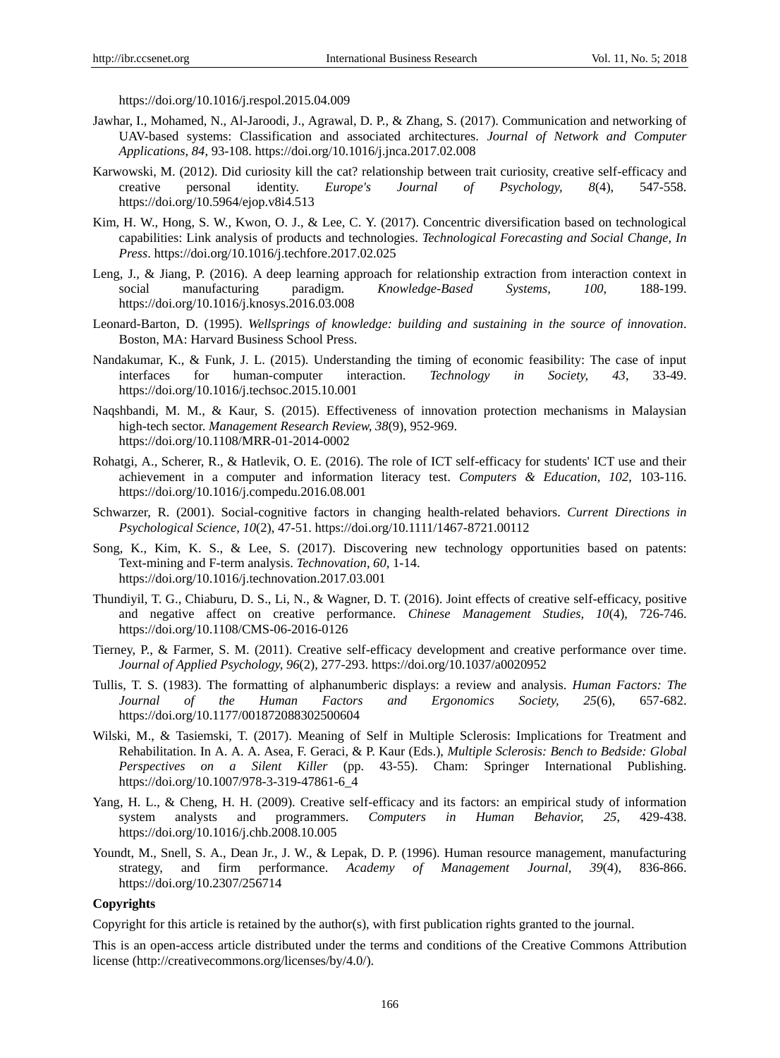https://doi.org/10.1016/j.respol.2015.04.009

Jawhar, I., Mohamed, N., Al-Jaroodi, J., Agrawal, D. P., & Zhang, S. (2017). Communication and networking of UAV-based systems: Classification and associated architectures. *Journal of Network and Computer Applications, 84*, 93-108. https://doi.org/10.1016/j.jnca.2017.02.008

Karwowski, M. (2012). Did curiosity kill the cat? relationship between trait curiosity, creative self-efficacy and creative personal identity. *Europe's Journal of Psychology, 8*(4), 547-558. https://doi.org/10.5964/ejop.v8i4.513

Kim, H. W., Hong, S. W., Kwon, O. J., & Lee, C. Y. (2017). Concentric diversification based on technological capabilities: Link analysis of products and technologies. *Technological Forecasting and Social Change, In Press*. https://doi.org/10.1016/j.techfore.2017.02.025

Leng, J., & Jiang, P. (2016). A deep learning approach for relationship extraction from interaction context in social manufacturing paradigm. *Knowledge-Based Systems, 100*, 188-199. https://doi.org/10.1016/j.knosys.2016.03.008

Leonard-Barton, D. (1995). *Wellsprings of knowledge: building and sustaining in the source of innovation*. Boston, MA: Harvard Business School Press.

Nandakumar, K., & Funk, J. L. (2015). Understanding the timing of economic feasibility: The case of input interfaces for human-computer interaction. *Technology in Society, 43*, 33-49. https://doi.org/10.1016/j.techsoc.2015.10.001

Naqshbandi, M. M., & Kaur, S. (2015). Effectiveness of innovation protection mechanisms in Malaysian high-tech sector. *Management Research Review, 38*(9), 952-969. https://doi.org/10.1108/MRR-01-2014-0002

Rohatgi, A., Scherer, R., & Hatlevik, O. E. (2016). The role of ICT self-efficacy for students' ICT use and their achievement in a computer and information literacy test. *Computers & Education, 102*, 103-116. https://doi.org/10.1016/j.compedu.2016.08.001

Schwarzer, R. (2001). Social-cognitive factors in changing health-related behaviors. *Current Directions in Psychological Science, 10*(2), 47-51. https://doi.org/10.1111/1467-8721.00112

Song, K., Kim, K. S., & Lee, S. (2017). Discovering new technology opportunities based on patents: Text-mining and F-term analysis. *Technovation, 60*, 1-14. https://doi.org/10.1016/j.technovation.2017.03.001

Thundiyil, T. G., Chiaburu, D. S., Li, N., & Wagner, D. T. (2016). Joint effects of creative self-efficacy, positive and negative affect on creative performance. *Chinese Management Studies, 10*(4), 726-746. https://doi.org/10.1108/CMS-06-2016-0126

Tierney, P., & Farmer, S. M. (2011). Creative self-efficacy development and creative performance over time. *Journal of Applied Psychology, 96*(2), 277-293. https://doi.org/10.1037/a0020952

Tullis, T. S. (1983). The formatting of alphanumberic displays: a review and analysis. *Human Factors: The Journal of the Human Factors and Ergonomics Society, 25*(6), 657-682. https://doi.org/10.1177/001872088302500604

Wilski, M., & Tasiemski, T. (2017). Meaning of Self in Multiple Sclerosis: Implications for Treatment and Rehabilitation. In A. A. A. Asea, F. Geraci, & P. Kaur (Eds.), *Multiple Sclerosis: Bench to Bedside: Global Perspectives on a Silent Killer* (pp. 43-55). Cham: Springer International Publishing. https://doi.org/10.1007/978-3-319-47861-6_4

Yang, H. L., & Cheng, H. H. (2009). Creative self-efficacy and its factors: an empirical study of information system analysts and programmers. *Computers in Human Behavior, 25*, 429-438. https://doi.org/10.1016/j.chb.2008.10.005

Youndt, M., Snell, S. A., Dean Jr., J. W., & Lepak, D. P. (1996). Human resource management, manufacturing strategy, and firm performance. *Academy of Management Journal, 39*(4), 836-866. https://doi.org/10.2307/256714

**Copyrights**

Copyright for this article is retained by the author(s), with first publication rights granted to the journal.

This is an open-access article distributed under the terms and conditions of the Creative Commons Attribution license (http://creativecommons.org/licenses/by/4.0/).